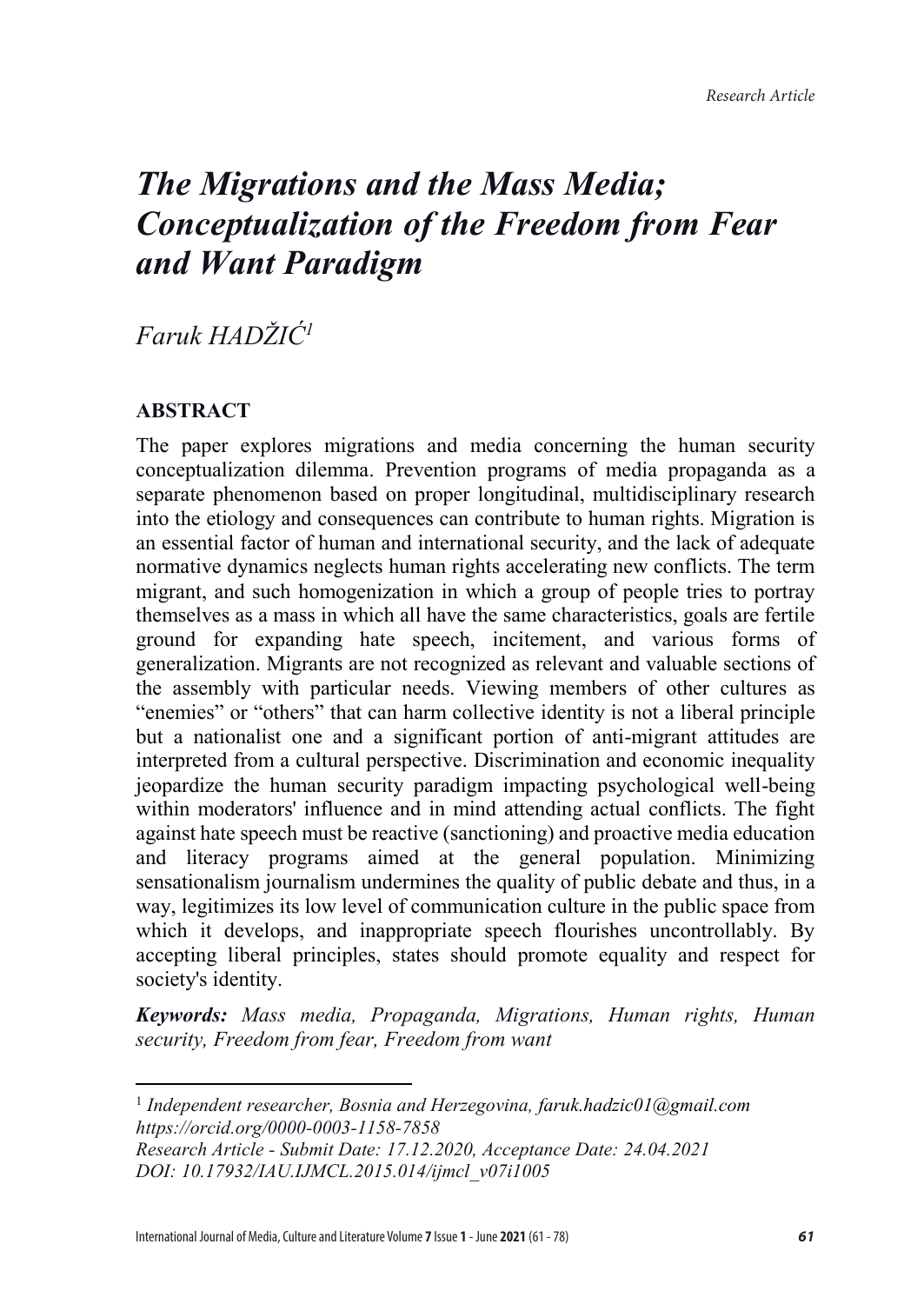*Research Article*

# *The Migrations and the Mass Media; Conceptualization of the Freedom from Fear and Want Paradigm*

*Faruk HADŽIĆ*[1]

## ABSTRACT

The paper explores migrations and media concerning the human security conceptualization dilemma. Prevention programs of media propaganda as a separate phenomenon based on proper longitudinal, multidisciplinary research into the etiology and consequences can contribute to human rights. Migration is an essential factor of human and international security, and the lack of adequate normative dynamics neglects human rights accelerating new conflicts. The term migrant, and such homogenization in which a group of people tries to portray themselves as a mass in which all have the same characteristics, goals are fertile ground for expanding hate speech, incitement, and various forms of generalization. Migrants are not recognized as relevant and valuable sections of the assembly with particular needs. Viewing members of other cultures as "enemies" or "others" that can harm collective identity is not a liberal principle but a nationalist one and a significant portion of anti-migrant attitudes are interpreted from a cultural perspective. Discrimination and economic inequality jeopardize the human security paradigm impacting psychological well-being within moderators' influence and in mind attending actual conflicts. The fight against hate speech must be reactive (sanctioning) and proactive media education and literacy programs aimed at the general population. Minimizing sensationalism journalism undermines the quality of public debate and thus, in a way, legitimizes its low level of communication culture in the public space from which it develops, and inappropriate speech flourishes uncontrollably. By accepting liberal principles, states should promote equality and respect for society's identity.

***Keywords:*** *Mass media, Propaganda, Migrations, Human rights, Human security, Freedom from fear, Freedom from want*

---

[1] *Independent researcher, Bosnia and Herzegovina, faruk.hadzic01@gmail.com*
*https://orcid.org/0000-0003-1158-7858*
*Research Article - Submit Date: 17.12.2020, Acceptance Date: 24.04.2021*
*DOI: 10.17932/IAU.IJMCL.2015.014/ijmcl_v07i1005*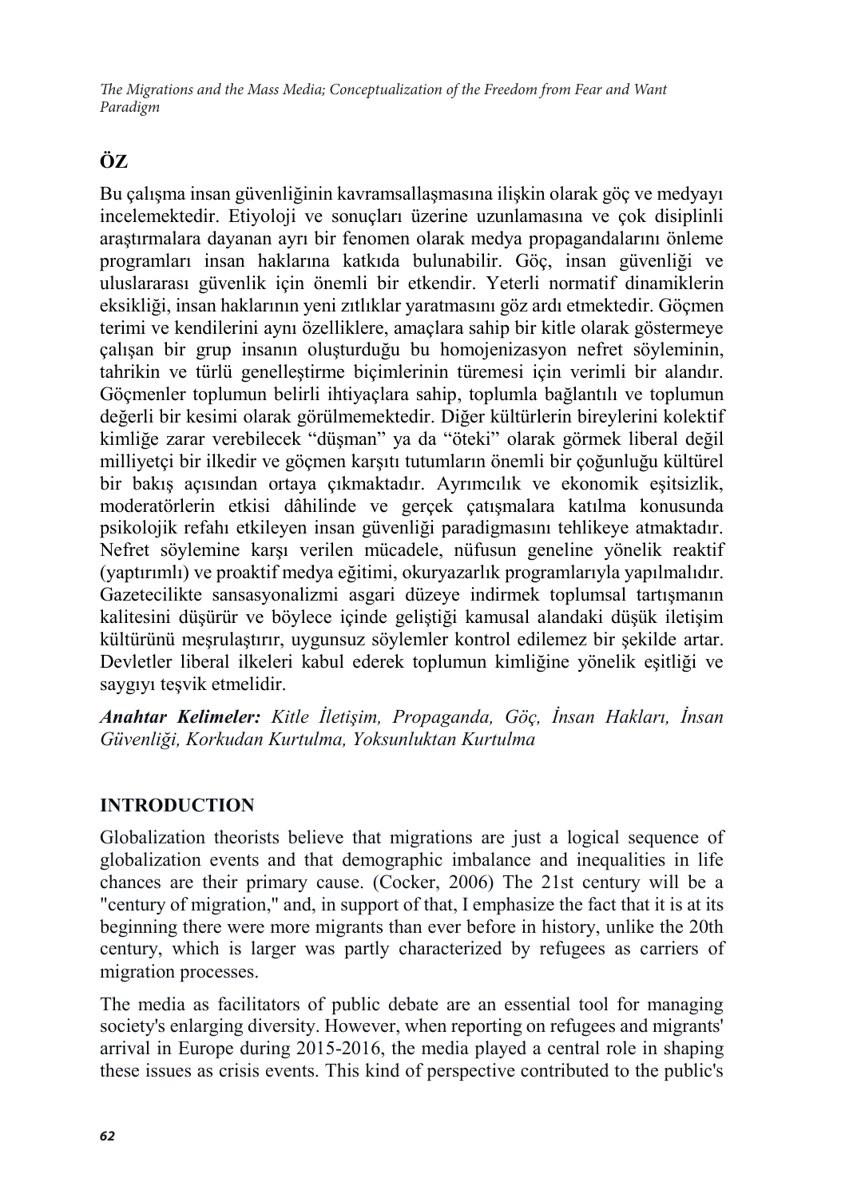## ÖZ

Bu çalışma insan güvenliğinin kavramsallaşmasına ilişkin olarak göç ve medyayı incelemektedir. Etiyoloji ve sonuçları üzerine uzunlamasına ve çok disiplinli araştırmalara dayanan ayrı bir fenomen olarak medya propagandalarını önleme programları insan haklarına katkıda bulunabilir. Göç, insan güvenliği ve uluslararası güvenlik için önemli bir etkendir. Yeterli normatif dinamiklerin eksikliği, insan haklarının yeni zıtlıklar yaratmasını göz ardı etmektedir. Göçmen terimi ve kendilerini aynı özelliklere, amaçlara sahip bir kitle olarak göstermeye çalışan bir grup insanın oluşturduğu bu homojenizasyon nefret söyleminin, tahrikin ve türlü genelleştirme biçimlerinin türemesi için verimli bir alandır. Göçmenler toplumun belirli ihtiyaçlara sahip, toplumla bağlantılı ve toplumun değerli bir kesimi olarak görülmemektedir. Diğer kültürlerin bireylerini kolektif kimliğe zarar verebilecek "düşman" ya da "öteki" olarak görmek liberal değil milliyetçi bir ilkedir ve göçmen karşıtı tutumların önemli bir çoğunluğu kültürel bir bakış açısından ortaya çıkmaktadır. Ayrımcılık ve ekonomik eşitsizlik, moderatörlerin etkisi dâhilinde ve gerçek çatışmalara katılma konusunda psikolojik refahı etkileyen insan güvenliği paradigmasını tehlikeye atmaktadır. Nefret söylemine karşı verilen mücadele, nüfusun geneline yönelik reaktif (yaptırımlı) ve proaktif medya eğitimi, okuryazarlık programlarıyla yapılmalıdır. Gazetecilikte sansasyonalizmi asgari düzeye indirmek toplumsal tartışmanın kalitesini düşürür ve böylece içinde geliştiği kamusal alandaki düşük iletişim kültürünü meşrulaştırır, uygunsuz söylemler kontrol edilemez bir şekilde artar. Devletler liberal ilkeleri kabul ederek toplumun kimliğine yönelik eşitliği ve saygıyı teşvik etmelidir.

***Anahtar Kelimeler:*** *Kitle İletişim, Propaganda, Göç, İnsan Hakları, İnsan Güvenliği, Korkudan Kurtulma, Yoksunluktan Kurtulma*

## INTRODUCTION

Globalization theorists believe that migrations are just a logical sequence of globalization events and that demographic imbalance and inequalities in life chances are their primary cause. (Cocker, 2006) The 21st century will be a "century of migration," and, in support of that, I emphasize the fact that it is at its beginning there were more migrants than ever before in history, unlike the 20th century, which is larger was partly characterized by refugees as carriers of migration processes.

The media as facilitators of public debate are an essential tool for managing society's enlarging diversity. However, when reporting on refugees and migrants' arrival in Europe during 2015-2016, the media played a central role in shaping these issues as crisis events. This kind of perspective contributed to the public's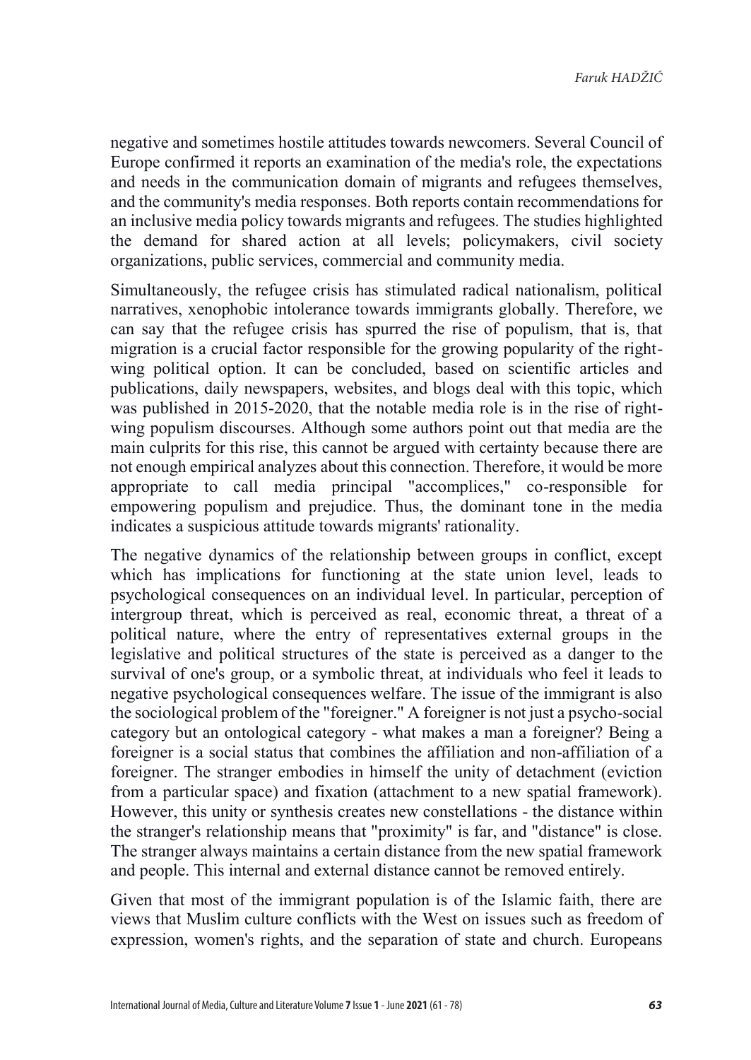negative and sometimes hostile attitudes towards newcomers. Several Council of Europe confirmed it reports an examination of the media's role, the expectations and needs in the communication domain of migrants and refugees themselves, and the community's media responses. Both reports contain recommendations for an inclusive media policy towards migrants and refugees. The studies highlighted the demand for shared action at all levels; policymakers, civil society organizations, public services, commercial and community media.

Simultaneously, the refugee crisis has stimulated radical nationalism, political narratives, xenophobic intolerance towards immigrants globally. Therefore, we can say that the refugee crisis has spurred the rise of populism, that is, that migration is a crucial factor responsible for the growing popularity of the right-wing political option. It can be concluded, based on scientific articles and publications, daily newspapers, websites, and blogs deal with this topic, which was published in 2015-2020, that the notable media role is in the rise of right-wing populism discourses. Although some authors point out that media are the main culprits for this rise, this cannot be argued with certainty because there are not enough empirical analyzes about this connection. Therefore, it would be more appropriate to call media principal "accomplices," co-responsible for empowering populism and prejudice. Thus, the dominant tone in the media indicates a suspicious attitude towards migrants' rationality.

The negative dynamics of the relationship between groups in conflict, except which has implications for functioning at the state union level, leads to psychological consequences on an individual level. In particular, perception of intergroup threat, which is perceived as real, economic threat, a threat of a political nature, where the entry of representatives external groups in the legislative and political structures of the state is perceived as a danger to the survival of one's group, or a symbolic threat, at individuals who feel it leads to negative psychological consequences welfare. The issue of the immigrant is also the sociological problem of the "foreigner." A foreigner is not just a psycho-social category but an ontological category - what makes a man a foreigner? Being a foreigner is a social status that combines the affiliation and non-affiliation of a foreigner. The stranger embodies in himself the unity of detachment (eviction from a particular space) and fixation (attachment to a new spatial framework). However, this unity or synthesis creates new constellations - the distance within the stranger's relationship means that "proximity" is far, and "distance" is close. The stranger always maintains a certain distance from the new spatial framework and people. This internal and external distance cannot be removed entirely.

Given that most of the immigrant population is of the Islamic faith, there are views that Muslim culture conflicts with the West on issues such as freedom of expression, women's rights, and the separation of state and church. Europeans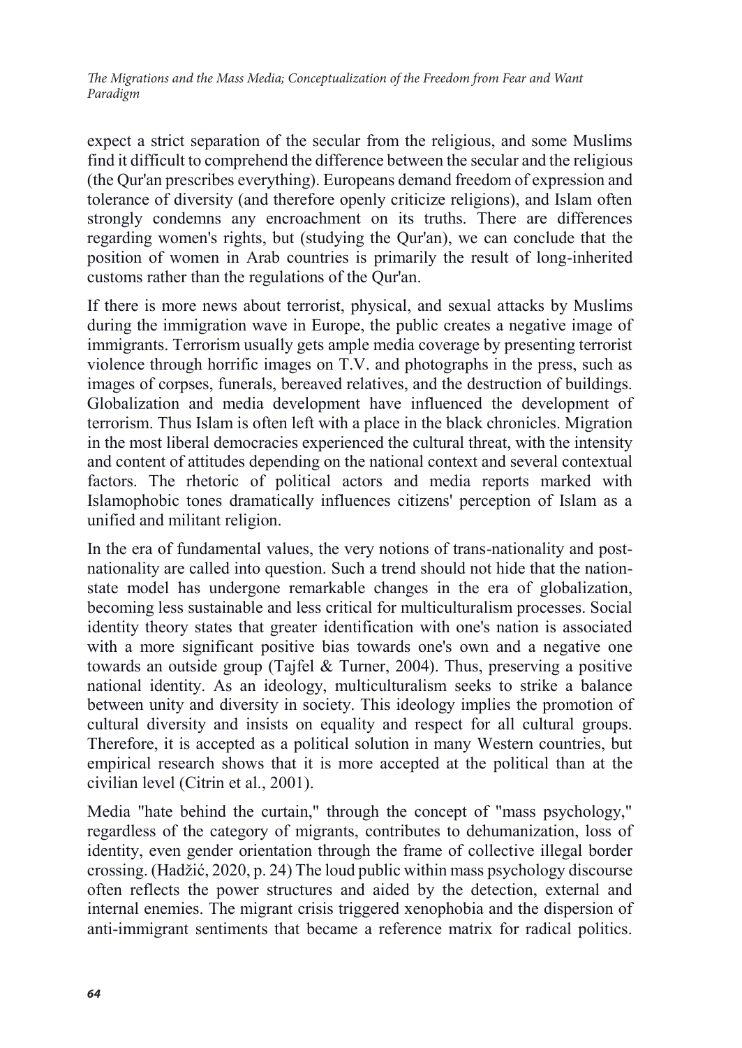expect a strict separation of the secular from the religious, and some Muslims find it difficult to comprehend the difference between the secular and the religious (the Qur'an prescribes everything). Europeans demand freedom of expression and tolerance of diversity (and therefore openly criticize religions), and Islam often strongly condemns any encroachment on its truths. There are differences regarding women's rights, but (studying the Qur'an), we can conclude that the position of women in Arab countries is primarily the result of long-inherited customs rather than the regulations of the Qur'an.

If there is more news about terrorist, physical, and sexual attacks by Muslims during the immigration wave in Europe, the public creates a negative image of immigrants. Terrorism usually gets ample media coverage by presenting terrorist violence through horrific images on T.V. and photographs in the press, such as images of corpses, funerals, bereaved relatives, and the destruction of buildings. Globalization and media development have influenced the development of terrorism. Thus Islam is often left with a place in the black chronicles. Migration in the most liberal democracies experienced the cultural threat, with the intensity and content of attitudes depending on the national context and several contextual factors. The rhetoric of political actors and media reports marked with Islamophobic tones dramatically influences citizens' perception of Islam as a unified and militant religion.

In the era of fundamental values, the very notions of trans-nationality and post-nationality are called into question. Such a trend should not hide that the nation-state model has undergone remarkable changes in the era of globalization, becoming less sustainable and less critical for multiculturalism processes. Social identity theory states that greater identification with one's nation is associated with a more significant positive bias towards one's own and a negative one towards an outside group (Tajfel & Turner, 2004). Thus, preserving a positive national identity. As an ideology, multiculturalism seeks to strike a balance between unity and diversity in society. This ideology implies the promotion of cultural diversity and insists on equality and respect for all cultural groups. Therefore, it is accepted as a political solution in many Western countries, but empirical research shows that it is more accepted at the political than at the civilian level (Citrin et al., 2001).

Media "hate behind the curtain," through the concept of "mass psychology," regardless of the category of migrants, contributes to dehumanization, loss of identity, even gender orientation through the frame of collective illegal border crossing. (Hadžić, 2020, p. 24) The loud public within mass psychology discourse often reflects the power structures and aided by the detection, external and internal enemies. The migrant crisis triggered xenophobia and the dispersion of anti-immigrant sentiments that became a reference matrix for radical politics.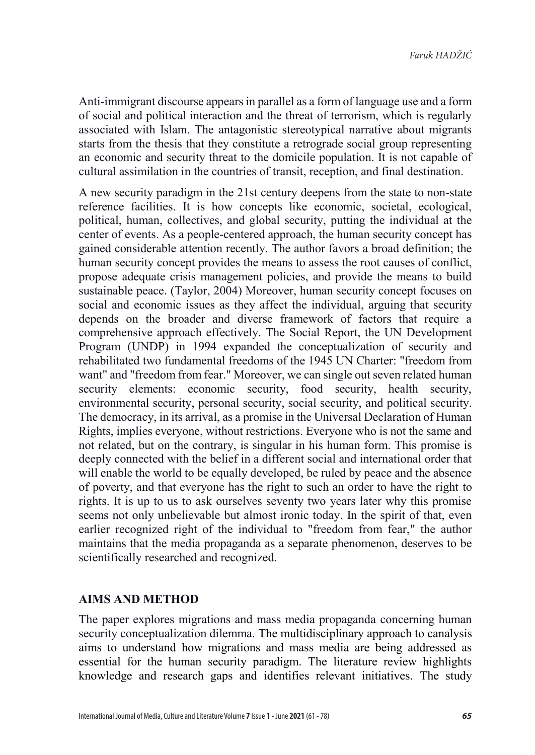Anti-immigrant discourse appears in parallel as a form of language use and a form of social and political interaction and the threat of terrorism, which is regularly associated with Islam. The antagonistic stereotypical narrative about migrants starts from the thesis that they constitute a retrograde social group representing an economic and security threat to the domicile population. It is not capable of cultural assimilation in the countries of transit, reception, and final destination.

A new security paradigm in the 21st century deepens from the state to non-state reference facilities. It is how concepts like economic, societal, ecological, political, human, collectives, and global security, putting the individual at the center of events. As a people-centered approach, the human security concept has gained considerable attention recently. The author favors a broad definition; the human security concept provides the means to assess the root causes of conflict, propose adequate crisis management policies, and provide the means to build sustainable peace. (Taylor, 2004) Moreover, human security concept focuses on social and economic issues as they affect the individual, arguing that security depends on the broader and diverse framework of factors that require a comprehensive approach effectively. The Social Report, the UN Development Program (UNDP) in 1994 expanded the conceptualization of security and rehabilitated two fundamental freedoms of the 1945 UN Charter: "freedom from want" and "freedom from fear." Moreover, we can single out seven related human security elements: economic security, food security, health security, environmental security, personal security, social security, and political security. The democracy, in its arrival, as a promise in the Universal Declaration of Human Rights, implies everyone, without restrictions. Everyone who is not the same and not related, but on the contrary, is singular in his human form. This promise is deeply connected with the belief in a different social and international order that will enable the world to be equally developed, be ruled by peace and the absence of poverty, and that everyone has the right to such an order to have the right to rights. It is up to us to ask ourselves seventy two years later why this promise seems not only unbelievable but almost ironic today. In the spirit of that, even earlier recognized right of the individual to "freedom from fear," the author maintains that the media propaganda as a separate phenomenon, deserves to be scientifically researched and recognized.

## AIMS AND METHOD

The paper explores migrations and mass media propaganda concerning human security conceptualization dilemma. The multidisciplinary approach to canalysis aims to understand how migrations and mass media are being addressed as essential for the human security paradigm. The literature review highlights knowledge and research gaps and identifies relevant initiatives. The study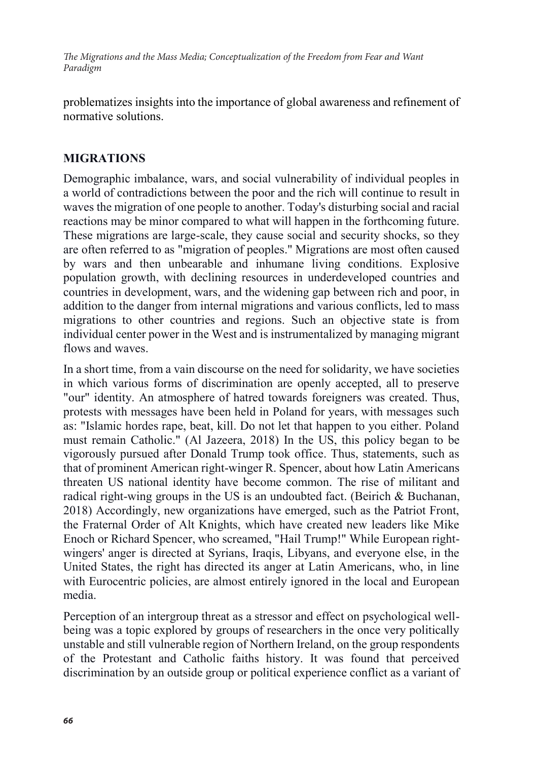problematizes insights into the importance of global awareness and refinement of normative solutions.

## MIGRATIONS

Demographic imbalance, wars, and social vulnerability of individual peoples in a world of contradictions between the poor and the rich will continue to result in waves the migration of one people to another. Today's disturbing social and racial reactions may be minor compared to what will happen in the forthcoming future. These migrations are large-scale, they cause social and security shocks, so they are often referred to as "migration of peoples." Migrations are most often caused by wars and then unbearable and inhumane living conditions. Explosive population growth, with declining resources in underdeveloped countries and countries in development, wars, and the widening gap between rich and poor, in addition to the danger from internal migrations and various conflicts, led to mass migrations to other countries and regions. Such an objective state is from individual center power in the West and is instrumentalized by managing migrant flows and waves.

In a short time, from a vain discourse on the need for solidarity, we have societies in which various forms of discrimination are openly accepted, all to preserve "our" identity. An atmosphere of hatred towards foreigners was created. Thus, protests with messages have been held in Poland for years, with messages such as: "Islamic hordes rape, beat, kill. Do not let that happen to you either. Poland must remain Catholic." (Al Jazeera, 2018) In the US, this policy began to be vigorously pursued after Donald Trump took office. Thus, statements, such as that of prominent American right-winger R. Spencer, about how Latin Americans threaten US national identity have become common. The rise of militant and radical right-wing groups in the US is an undoubted fact. (Beirich & Buchanan, 2018) Accordingly, new organizations have emerged, such as the Patriot Front, the Fraternal Order of Alt Knights, which have created new leaders like Mike Enoch or Richard Spencer, who screamed, "Hail Trump!" While European right-wingers' anger is directed at Syrians, Iraqis, Libyans, and everyone else, in the United States, the right has directed its anger at Latin Americans, who, in line with Eurocentric policies, are almost entirely ignored in the local and European media.

Perception of an intergroup threat as a stressor and effect on psychological well-being was a topic explored by groups of researchers in the once very politically unstable and still vulnerable region of Northern Ireland, on the group respondents of the Protestant and Catholic faiths history. It was found that perceived discrimination by an outside group or political experience conflict as a variant of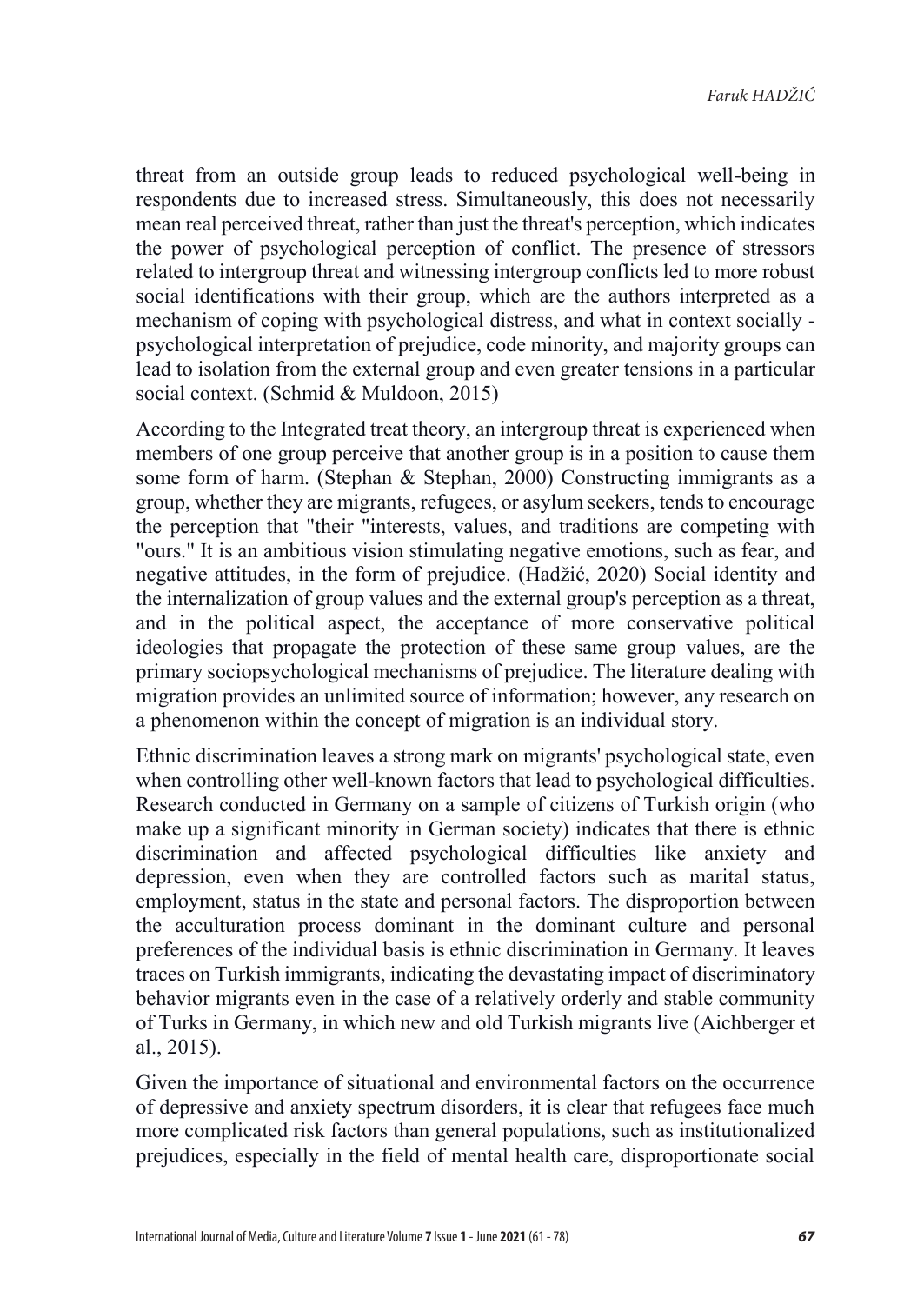threat from an outside group leads to reduced psychological well-being in respondents due to increased stress. Simultaneously, this does not necessarily mean real perceived threat, rather than just the threat's perception, which indicates the power of psychological perception of conflict. The presence of stressors related to intergroup threat and witnessing intergroup conflicts led to more robust social identifications with their group, which are the authors interpreted as a mechanism of coping with psychological distress, and what in context socially - psychological interpretation of prejudice, code minority, and majority groups can lead to isolation from the external group and even greater tensions in a particular social context. (Schmid & Muldoon, 2015)

According to the Integrated treat theory, an intergroup threat is experienced when members of one group perceive that another group is in a position to cause them some form of harm. (Stephan & Stephan, 2000) Constructing immigrants as a group, whether they are migrants, refugees, or asylum seekers, tends to encourage the perception that "their "interests, values, and traditions are competing with "ours." It is an ambitious vision stimulating negative emotions, such as fear, and negative attitudes, in the form of prejudice. (Hadžić, 2020) Social identity and the internalization of group values and the external group's perception as a threat, and in the political aspect, the acceptance of more conservative political ideologies that propagate the protection of these same group values, are the primary sociopsychological mechanisms of prejudice. The literature dealing with migration provides an unlimited source of information; however, any research on a phenomenon within the concept of migration is an individual story.

Ethnic discrimination leaves a strong mark on migrants' psychological state, even when controlling other well-known factors that lead to psychological difficulties. Research conducted in Germany on a sample of citizens of Turkish origin (who make up a significant minority in German society) indicates that there is ethnic discrimination and affected psychological difficulties like anxiety and depression, even when they are controlled factors such as marital status, employment, status in the state and personal factors. The disproportion between the acculturation process dominant in the dominant culture and personal preferences of the individual basis is ethnic discrimination in Germany. It leaves traces on Turkish immigrants, indicating the devastating impact of discriminatory behavior migrants even in the case of a relatively orderly and stable community of Turks in Germany, in which new and old Turkish migrants live (Aichberger et al., 2015).

Given the importance of situational and environmental factors on the occurrence of depressive and anxiety spectrum disorders, it is clear that refugees face much more complicated risk factors than general populations, such as institutionalized prejudices, especially in the field of mental health care, disproportionate social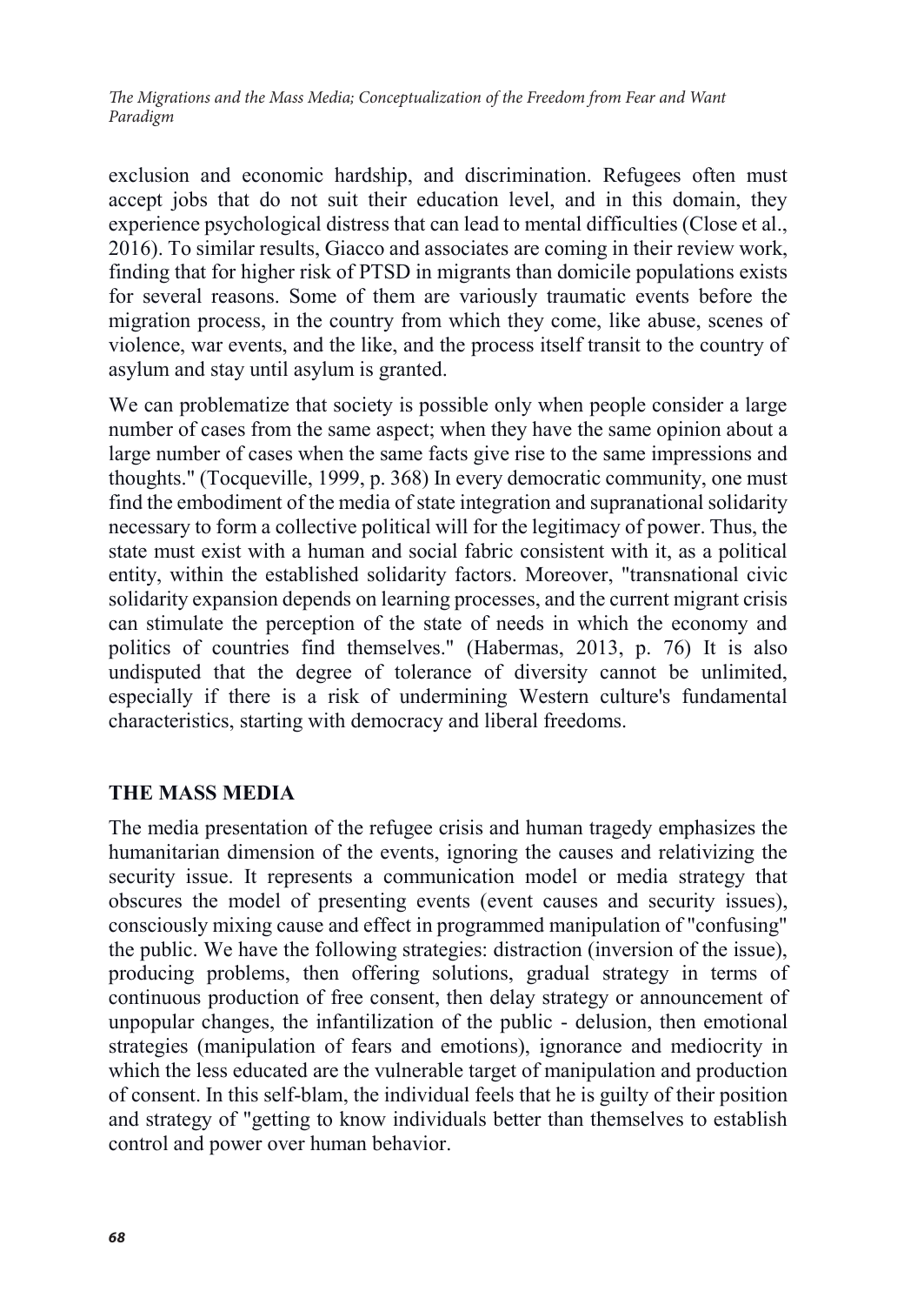exclusion and economic hardship, and discrimination. Refugees often must accept jobs that do not suit their education level, and in this domain, they experience psychological distress that can lead to mental difficulties (Close et al., 2016). To similar results, Giacco and associates are coming in their review work, finding that for higher risk of PTSD in migrants than domicile populations exists for several reasons. Some of them are variously traumatic events before the migration process, in the country from which they come, like abuse, scenes of violence, war events, and the like, and the process itself transit to the country of asylum and stay until asylum is granted.

We can problematize that society is possible only when people consider a large number of cases from the same aspect; when they have the same opinion about a large number of cases when the same facts give rise to the same impressions and thoughts." (Tocqueville, 1999, p. 368) In every democratic community, one must find the embodiment of the media of state integration and supranational solidarity necessary to form a collective political will for the legitimacy of power. Thus, the state must exist with a human and social fabric consistent with it, as a political entity, within the established solidarity factors. Moreover, "transnational civic solidarity expansion depends on learning processes, and the current migrant crisis can stimulate the perception of the state of needs in which the economy and politics of countries find themselves." (Habermas, 2013, p. 76) It is also undisputed that the degree of tolerance of diversity cannot be unlimited, especially if there is a risk of undermining Western culture's fundamental characteristics, starting with democracy and liberal freedoms.

## THE MASS MEDIA

The media presentation of the refugee crisis and human tragedy emphasizes the humanitarian dimension of the events, ignoring the causes and relativizing the security issue. It represents a communication model or media strategy that obscures the model of presenting events (event causes and security issues), consciously mixing cause and effect in programmed manipulation of "confusing" the public. We have the following strategies: distraction (inversion of the issue), producing problems, then offering solutions, gradual strategy in terms of continuous production of free consent, then delay strategy or announcement of unpopular changes, the infantilization of the public - delusion, then emotional strategies (manipulation of fears and emotions), ignorance and mediocrity in which the less educated are the vulnerable target of manipulation and production of consent. In this self-blam, the individual feels that he is guilty of their position and strategy of "getting to know individuals better than themselves to establish control and power over human behavior.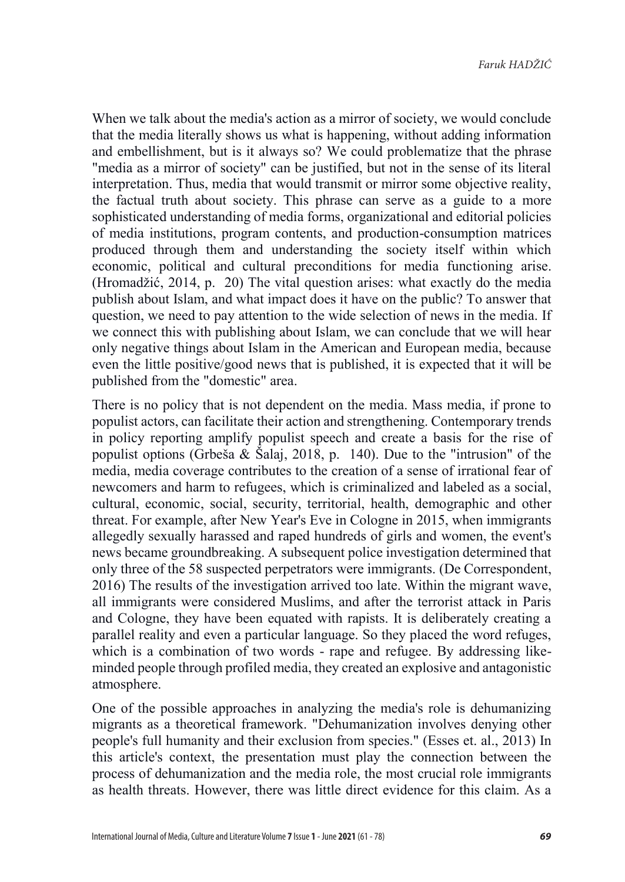When we talk about the media's action as a mirror of society, we would conclude that the media literally shows us what is happening, without adding information and embellishment, but is it always so? We could problematize that the phrase "media as a mirror of society" can be justified, but not in the sense of its literal interpretation. Thus, media that would transmit or mirror some objective reality, the factual truth about society. This phrase can serve as a guide to a more sophisticated understanding of media forms, organizational and editorial policies of media institutions, program contents, and production-consumption matrices produced through them and understanding the society itself within which economic, political and cultural preconditions for media functioning arise. (Hromadžić, 2014, p. 20) The vital question arises: what exactly do the media publish about Islam, and what impact does it have on the public? To answer that question, we need to pay attention to the wide selection of news in the media. If we connect this with publishing about Islam, we can conclude that we will hear only negative things about Islam in the American and European media, because even the little positive/good news that is published, it is expected that it will be published from the "domestic" area.

There is no policy that is not dependent on the media. Mass media, if prone to populist actors, can facilitate their action and strengthening. Contemporary trends in policy reporting amplify populist speech and create a basis for the rise of populist options (Grbeša & Šalaj, 2018, p. 140). Due to the "intrusion" of the media, media coverage contributes to the creation of a sense of irrational fear of newcomers and harm to refugees, which is criminalized and labeled as a social, cultural, economic, social, security, territorial, health, demographic and other threat. For example, after New Year's Eve in Cologne in 2015, when immigrants allegedly sexually harassed and raped hundreds of girls and women, the event's news became groundbreaking. A subsequent police investigation determined that only three of the 58 suspected perpetrators were immigrants. (De Correspondent, 2016) The results of the investigation arrived too late. Within the migrant wave, all immigrants were considered Muslims, and after the terrorist attack in Paris and Cologne, they have been equated with rapists. It is deliberately creating a parallel reality and even a particular language. So they placed the word refuges, which is a combination of two words - rape and refugee. By addressing like-minded people through profiled media, they created an explosive and antagonistic atmosphere.

One of the possible approaches in analyzing the media's role is dehumanizing migrants as a theoretical framework. "Dehumanization involves denying other people's full humanity and their exclusion from species." (Esses et. al., 2013) In this article's context, the presentation must play the connection between the process of dehumanization and the media role, the most crucial role immigrants as health threats. However, there was little direct evidence for this claim. As a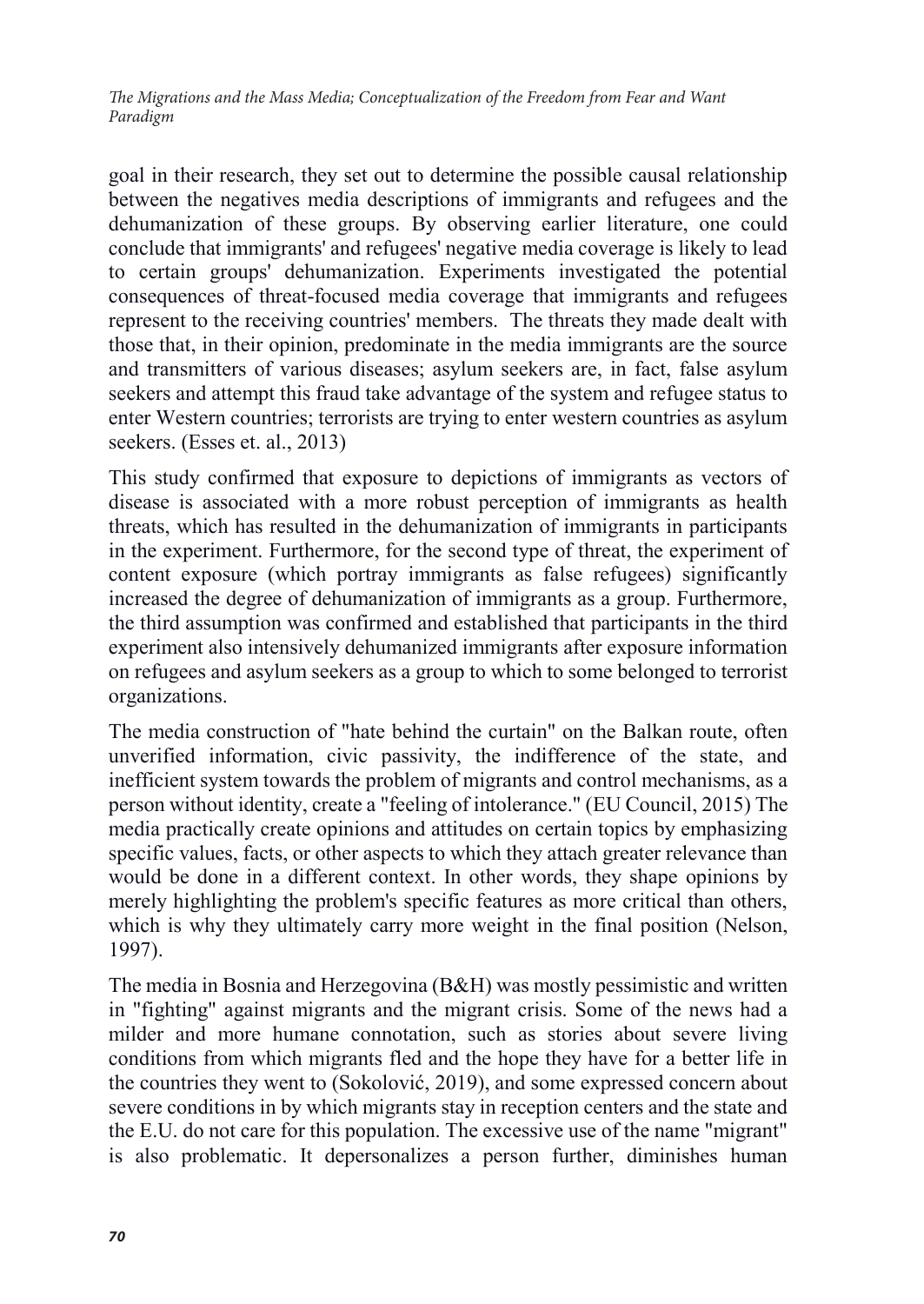goal in their research, they set out to determine the possible causal relationship between the negatives media descriptions of immigrants and refugees and the dehumanization of these groups. By observing earlier literature, one could conclude that immigrants' and refugees' negative media coverage is likely to lead to certain groups' dehumanization. Experiments investigated the potential consequences of threat-focused media coverage that immigrants and refugees represent to the receiving countries' members. The threats they made dealt with those that, in their opinion, predominate in the media immigrants are the source and transmitters of various diseases; asylum seekers are, in fact, false asylum seekers and attempt this fraud take advantage of the system and refugee status to enter Western countries; terrorists are trying to enter western countries as asylum seekers. (Esses et. al., 2013)

This study confirmed that exposure to depictions of immigrants as vectors of disease is associated with a more robust perception of immigrants as health threats, which has resulted in the dehumanization of immigrants in participants in the experiment. Furthermore, for the second type of threat, the experiment of content exposure (which portray immigrants as false refugees) significantly increased the degree of dehumanization of immigrants as a group. Furthermore, the third assumption was confirmed and established that participants in the third experiment also intensively dehumanized immigrants after exposure information on refugees and asylum seekers as a group to which to some belonged to terrorist organizations.

The media construction of "hate behind the curtain" on the Balkan route, often unverified information, civic passivity, the indifference of the state, and inefficient system towards the problem of migrants and control mechanisms, as a person without identity, create a "feeling of intolerance." (EU Council, 2015) The media practically create opinions and attitudes on certain topics by emphasizing specific values, facts, or other aspects to which they attach greater relevance than would be done in a different context. In other words, they shape opinions by merely highlighting the problem's specific features as more critical than others, which is why they ultimately carry more weight in the final position (Nelson, 1997).

The media in Bosnia and Herzegovina (B&H) was mostly pessimistic and written in "fighting" against migrants and the migrant crisis. Some of the news had a milder and more humane connotation, such as stories about severe living conditions from which migrants fled and the hope they have for a better life in the countries they went to (Soković, 2019), and some expressed concern about severe conditions in by which migrants stay in reception centers and the state and the E.U. do not care for this population. The excessive use of the name "migrant" is also problematic. It depersonalizes a person further, diminishes human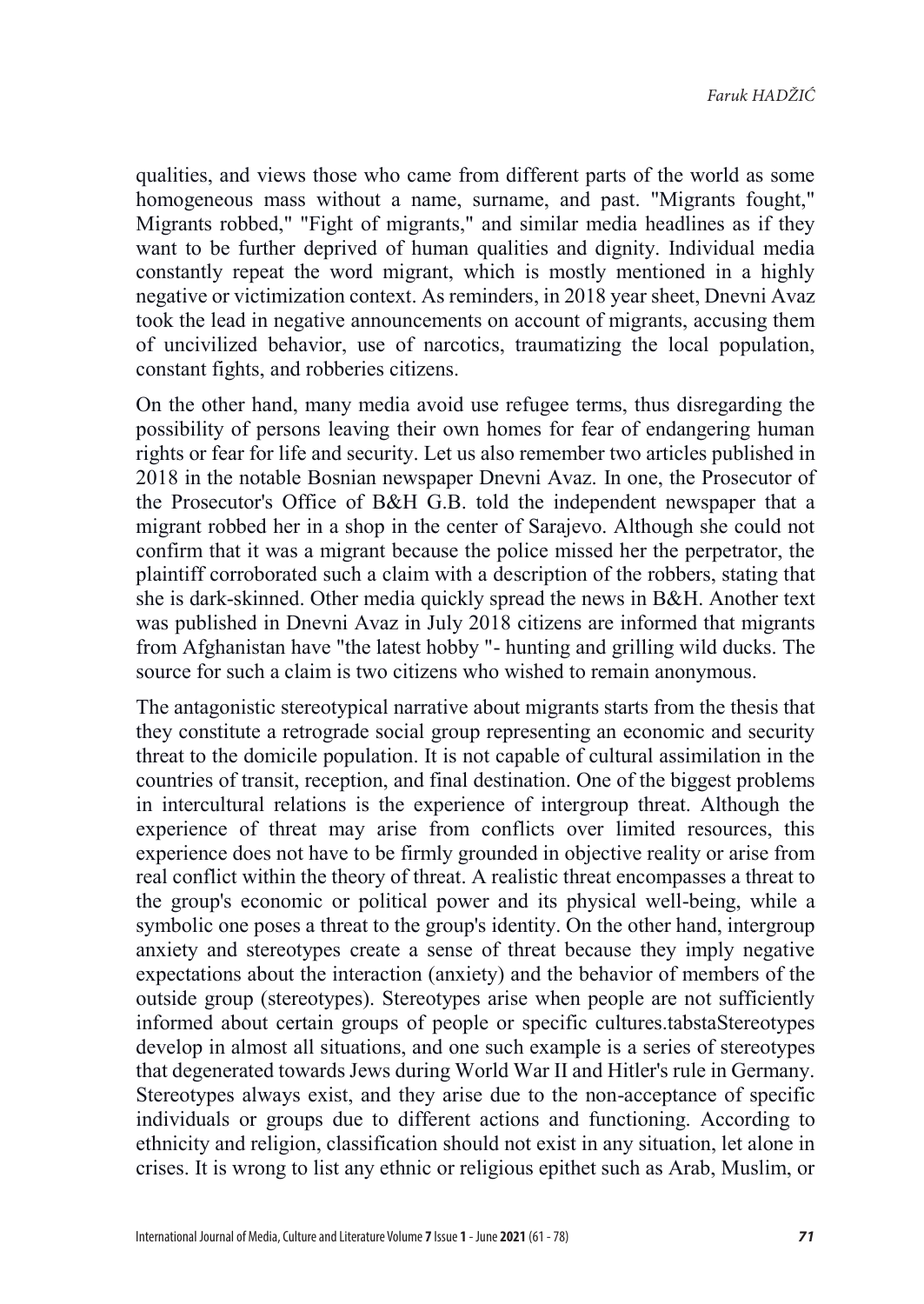qualities, and views those who came from different parts of the world as some homogeneous mass without a name, surname, and past. "Migrants fought," Migrants robbed," "Fight of migrants," and similar media headlines as if they want to be further deprived of human qualities and dignity. Individual media constantly repeat the word migrant, which is mostly mentioned in a highly negative or victimization context. As reminders, in 2018 year sheet, Dnevni Avaz took the lead in negative announcements on account of migrants, accusing them of uncivilized behavior, use of narcotics, traumatizing the local population, constant fights, and robberies citizens.

On the other hand, many media avoid use refugee terms, thus disregarding the possibility of persons leaving their own homes for fear of endangering human rights or fear for life and security. Let us also remember two articles published in 2018 in the notable Bosnian newspaper Dnevni Avaz. In one, the Prosecutor of the Prosecutor's Office of B&H G.B. told the independent newspaper that a migrant robbed her in a shop in the center of Sarajevo. Although she could not confirm that it was a migrant because the police missed her the perpetrator, the plaintiff corroborated such a claim with a description of the robbers, stating that she is dark-skinned. Other media quickly spread the news in B&H. Another text was published in Dnevni Avaz in July 2018 citizens are informed that migrants from Afghanistan have "the latest hobby "- hunting and grilling wild ducks. The source for such a claim is two citizens who wished to remain anonymous.

The antagonistic stereotypical narrative about migrants starts from the thesis that they constitute a retrograde social group representing an economic and security threat to the domicile population. It is not capable of cultural assimilation in the countries of transit, reception, and final destination. One of the biggest problems in intercultural relations is the experience of intergroup threat. Although the experience of threat may arise from conflicts over limited resources, this experience does not have to be firmly grounded in objective reality or arise from real conflict within the theory of threat. A realistic threat encompasses a threat to the group's economic or political power and its physical well-being, while a symbolic one poses a threat to the group's identity. On the other hand, intergroup anxiety and stereotypes create a sense of threat because they imply negative expectations about the interaction (anxiety) and the behavior of members of the outside group (stereotypes). Stereotypes arise when people are not sufficiently informed about certain groups of people or specific cultures.tabstaStereotypes develop in almost all situations, and one such example is a series of stereotypes that degenerated towards Jews during World War II and Hitler's rule in Germany. Stereotypes always exist, and they arise due to the non-acceptance of specific individuals or groups due to different actions and functioning. According to ethnicity and religion, classification should not exist in any situation, let alone in crises. It is wrong to list any ethnic or religious epithet such as Arab, Muslim, or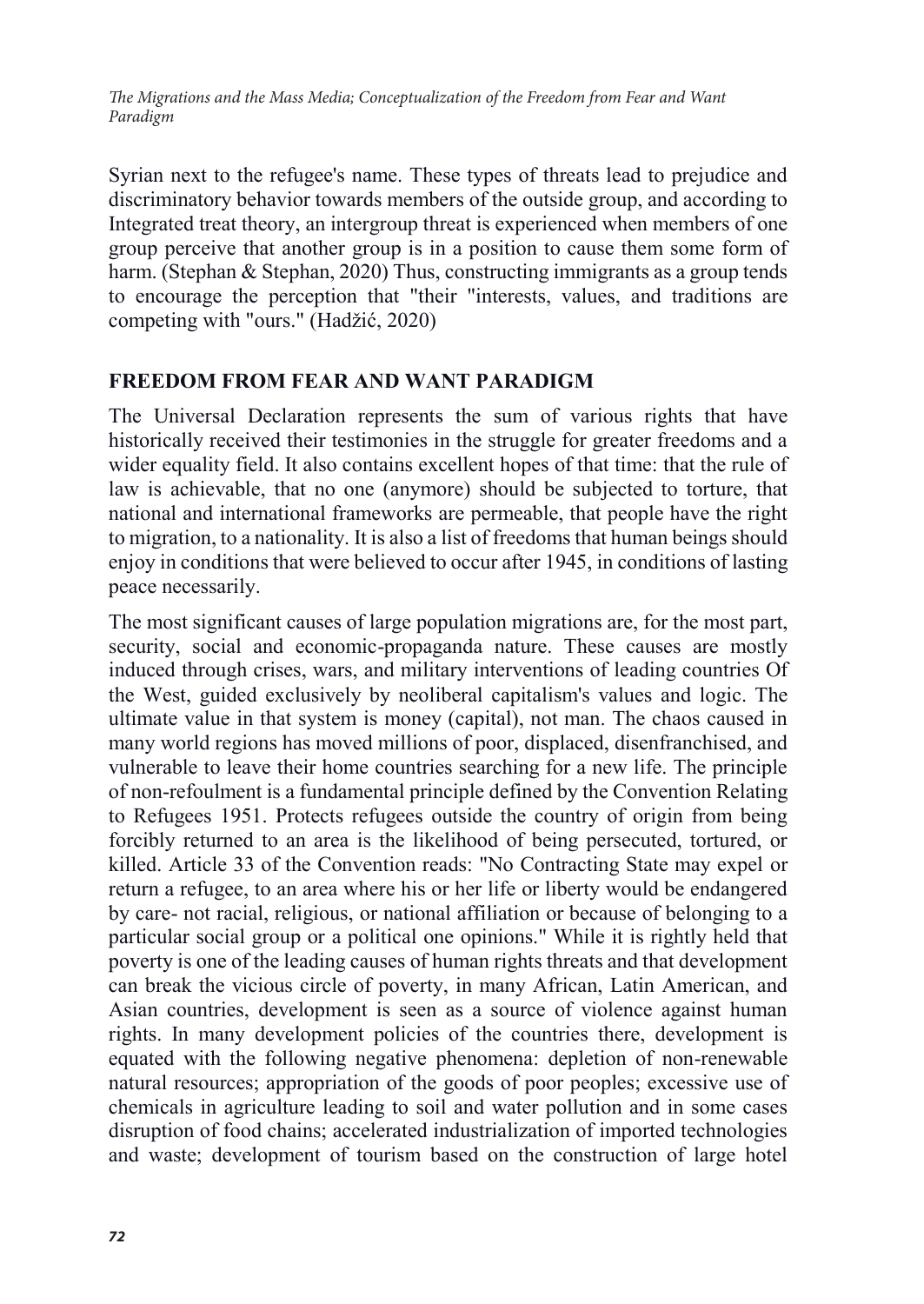Syrian next to the refugee's name. These types of threats lead to prejudice and discriminatory behavior towards members of the outside group, and according to Integrated treat theory, an intergroup threat is experienced when members of one group perceive that another group is in a position to cause them some form of harm. (Stephan & Stephan, 2020) Thus, constructing immigrants as a group tends to encourage the perception that "their "interests, values, and traditions are competing with "ours." (Hadžić, 2020)

## FREEDOM FROM FEAR AND WANT PARADIGM

The Universal Declaration represents the sum of various rights that have historically received their testimonies in the struggle for greater freedoms and a wider equality field. It also contains excellent hopes of that time: that the rule of law is achievable, that no one (anymore) should be subjected to torture, that national and international frameworks are permeable, that people have the right to migration, to a nationality. It is also a list of freedoms that human beings should enjoy in conditions that were believed to occur after 1945, in conditions of lasting peace necessarily.

The most significant causes of large population migrations are, for the most part, security, social and economic-propaganda nature. These causes are mostly induced through crises, wars, and military interventions of leading countries Of the West, guided exclusively by neoliberal capitalism's values and logic. The ultimate value in that system is money (capital), not man. The chaos caused in many world regions has moved millions of poor, displaced, disenfranchised, and vulnerable to leave their home countries searching for a new life. The principle of non-refoulment is a fundamental principle defined by the Convention Relating to Refugees 1951. Protects refugees outside the country of origin from being forcibly returned to an area is the likelihood of being persecuted, tortured, or killed. Article 33 of the Convention reads: "No Contracting State may expel or return a refugee, to an area where his or her life or liberty would be endangered by care- not racial, religious, or national affiliation or because of belonging to a particular social group or a political one opinions." While it is rightly held that poverty is one of the leading causes of human rights threats and that development can break the vicious circle of poverty, in many African, Latin American, and Asian countries, development is seen as a source of violence against human rights. In many development policies of the countries there, development is equated with the following negative phenomena: depletion of non-renewable natural resources; appropriation of the goods of poor peoples; excessive use of chemicals in agriculture leading to soil and water pollution and in some cases disruption of food chains; accelerated industrialization of imported technologies and waste; development of tourism based on the construction of large hotel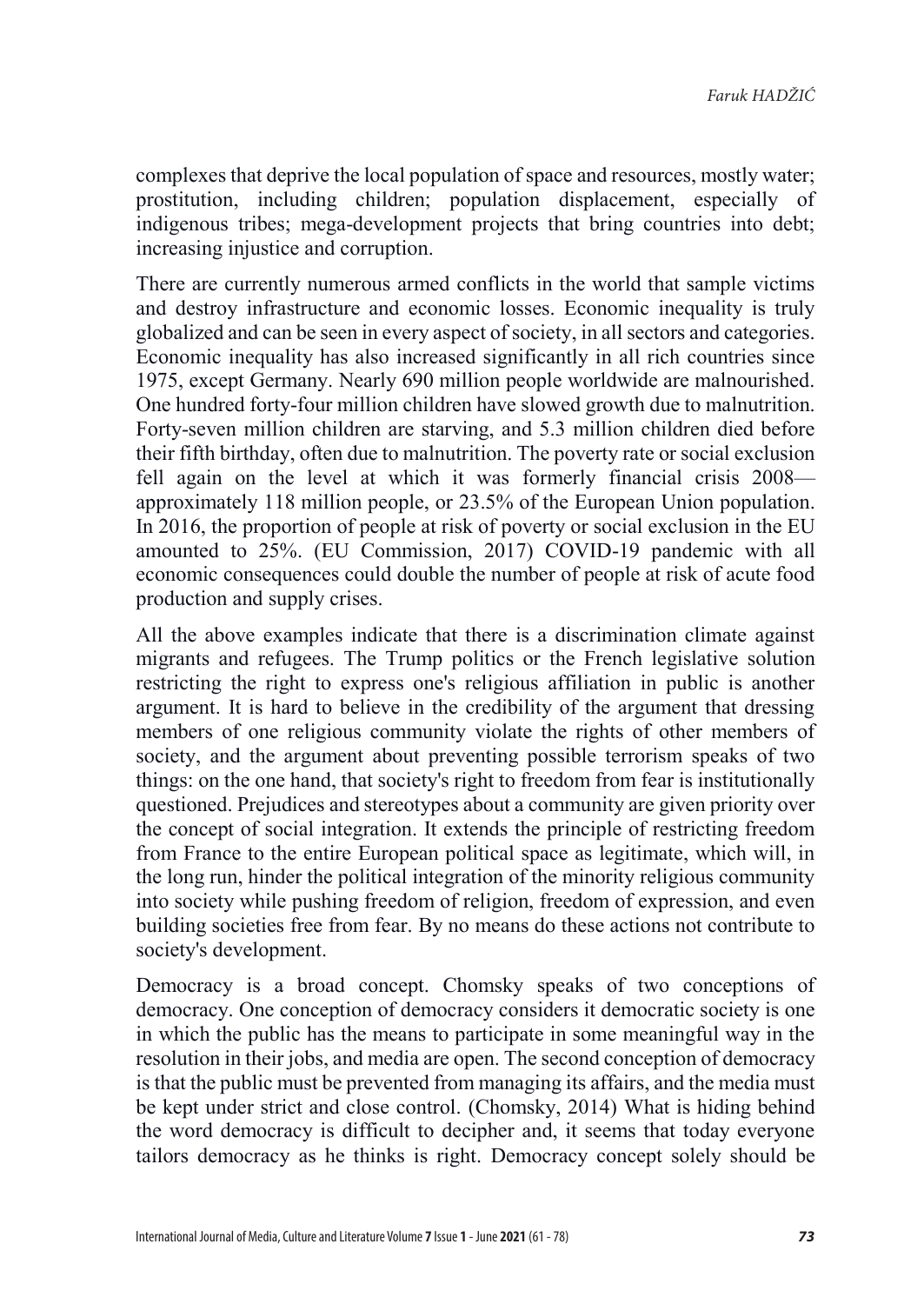complexes that deprive the local population of space and resources, mostly water; prostitution, including children; population displacement, especially of indigenous tribes; mega-development projects that bring countries into debt; increasing injustice and corruption.

There are currently numerous armed conflicts in the world that sample victims and destroy infrastructure and economic losses. Economic inequality is truly globalized and can be seen in every aspect of society, in all sectors and categories. Economic inequality has also increased significantly in all rich countries since 1975, except Germany. Nearly 690 million people worldwide are malnourished. One hundred forty-four million children have slowed growth due to malnutrition. Forty-seven million children are starving, and 5.3 million children died before their fifth birthday, often due to malnutrition. The poverty rate or social exclusion fell again on the level at which it was formerly financial crisis 2008—approximately 118 million people, or 23.5% of the European Union population. In 2016, the proportion of people at risk of poverty or social exclusion in the EU amounted to 25%. (EU Commission, 2017) COVID-19 pandemic with all economic consequences could double the number of people at risk of acute food production and supply crises.

All the above examples indicate that there is a discrimination climate against migrants and refugees. The Trump politics or the French legislative solution restricting the right to express one's religious affiliation in public is another argument. It is hard to believe in the credibility of the argument that dressing members of one religious community violate the rights of other members of society, and the argument about preventing possible terrorism speaks of two things: on the one hand, that society's right to freedom from fear is institutionally questioned. Prejudices and stereotypes about a community are given priority over the concept of social integration. It extends the principle of restricting freedom from France to the entire European political space as legitimate, which will, in the long run, hinder the political integration of the minority religious community into society while pushing freedom of religion, freedom of expression, and even building societies free from fear. By no means do these actions not contribute to society's development.

Democracy is a broad concept. Chomsky speaks of two conceptions of democracy. One conception of democracy considers it democratic society is one in which the public has the means to participate in some meaningful way in the resolution in their jobs, and media are open. The second conception of democracy is that the public must be prevented from managing its affairs, and the media must be kept under strict and close control. (Chomsky, 2014) What is hiding behind the word democracy is difficult to decipher and, it seems that today everyone tailors democracy as he thinks is right. Democracy concept solely should be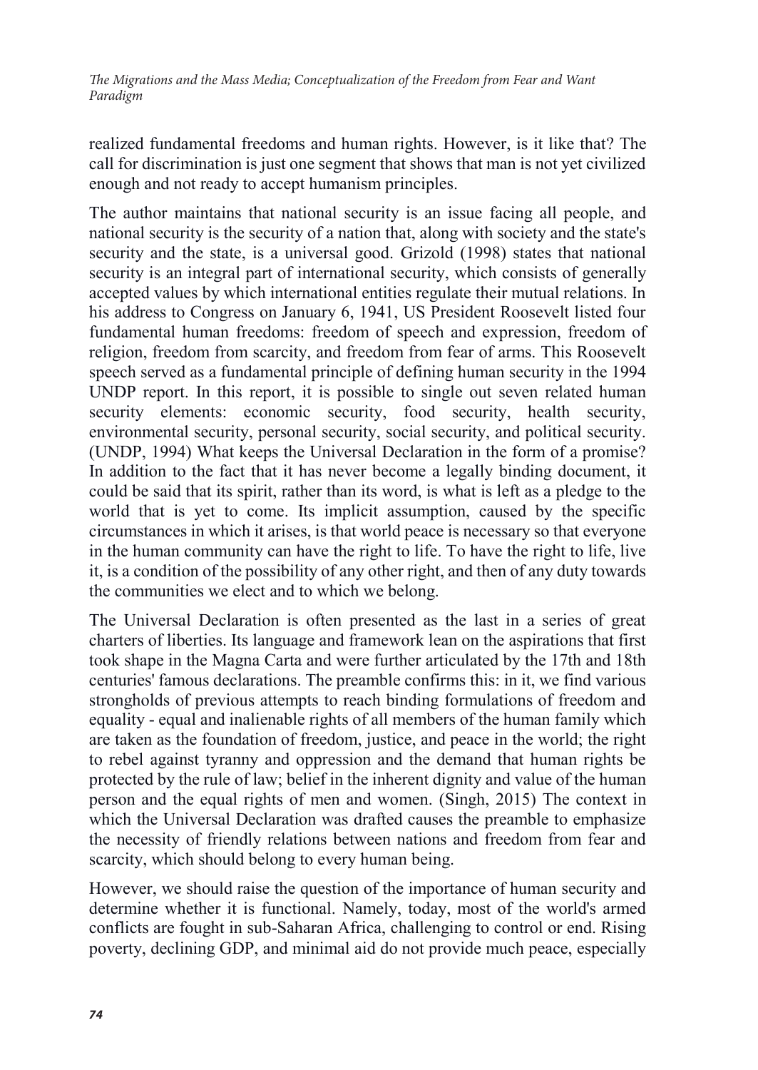realized fundamental freedoms and human rights. However, is it like that? The call for discrimination is just one segment that shows that man is not yet civilized enough and not ready to accept humanism principles.

The author maintains that national security is an issue facing all people, and national security is the security of a nation that, along with society and the state's security and the state, is a universal good. Grizold (1998) states that national security is an integral part of international security, which consists of generally accepted values by which international entities regulate their mutual relations. In his address to Congress on January 6, 1941, US President Roosevelt listed four fundamental human freedoms: freedom of speech and expression, freedom of religion, freedom from scarcity, and freedom from fear of arms. This Roosevelt speech served as a fundamental principle of defining human security in the 1994 UNDP report. In this report, it is possible to single out seven related human security elements: economic security, food security, health security, environmental security, personal security, social security, and political security. (UNDP, 1994) What keeps the Universal Declaration in the form of a promise? In addition to the fact that it has never become a legally binding document, it could be said that its spirit, rather than its word, is what is left as a pledge to the world that is yet to come. Its implicit assumption, caused by the specific circumstances in which it arises, is that world peace is necessary so that everyone in the human community can have the right to life. To have the right to life, live it, is a condition of the possibility of any other right, and then of any duty towards the communities we elect and to which we belong.

The Universal Declaration is often presented as the last in a series of great charters of liberties. Its language and framework lean on the aspirations that first took shape in the Magna Carta and were further articulated by the 17th and 18th centuries' famous declarations. The preamble confirms this: in it, we find various strongholds of previous attempts to reach binding formulations of freedom and equality - equal and inalienable rights of all members of the human family which are taken as the foundation of freedom, justice, and peace in the world; the right to rebel against tyranny and oppression and the demand that human rights be protected by the rule of law; belief in the inherent dignity and value of the human person and the equal rights of men and women. (Singh, 2015) The context in which the Universal Declaration was drafted causes the preamble to emphasize the necessity of friendly relations between nations and freedom from fear and scarcity, which should belong to every human being.

However, we should raise the question of the importance of human security and determine whether it is functional. Namely, today, most of the world's armed conflicts are fought in sub-Saharan Africa, challenging to control or end. Rising poverty, declining GDP, and minimal aid do not provide much peace, especially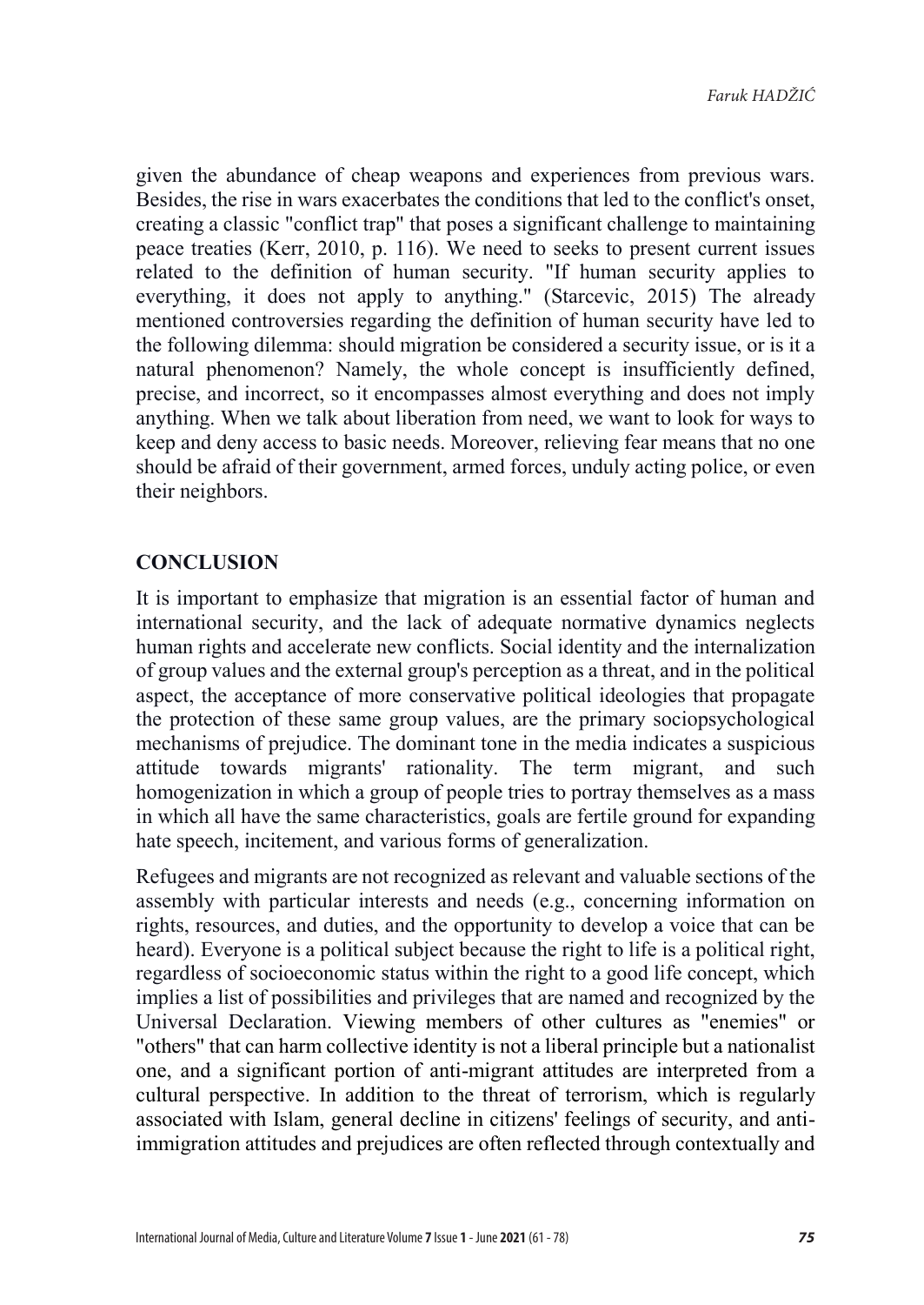given the abundance of cheap weapons and experiences from previous wars. Besides, the rise in wars exacerbates the conditions that led to the conflict's onset, creating a classic "conflict trap" that poses a significant challenge to maintaining peace treaties (Kerr, 2010, p. 116). We need to seeks to present current issues related to the definition of human security. "If human security applies to everything, it does not apply to anything." (Starcevic, 2015) The already mentioned controversies regarding the definition of human security have led to the following dilemma: should migration be considered a security issue, or is it a natural phenomenon? Namely, the whole concept is insufficiently defined, precise, and incorrect, so it encompasses almost everything and does not imply anything. When we talk about liberation from need, we want to look for ways to keep and deny access to basic needs. Moreover, relieving fear means that no one should be afraid of their government, armed forces, unduly acting police, or even their neighbors.

## CONCLUSION

It is important to emphasize that migration is an essential factor of human and international security, and the lack of adequate normative dynamics neglects human rights and accelerate new conflicts. Social identity and the internalization of group values and the external group's perception as a threat, and in the political aspect, the acceptance of more conservative political ideologies that propagate the protection of these same group values, are the primary sociopsychological mechanisms of prejudice. The dominant tone in the media indicates a suspicious attitude towards migrants' rationality. The term migrant, and such homogenization in which a group of people tries to portray themselves as a mass in which all have the same characteristics, goals are fertile ground for expanding hate speech, incitement, and various forms of generalization.

Refugees and migrants are not recognized as relevant and valuable sections of the assembly with particular interests and needs (e.g., concerning information on rights, resources, and duties, and the opportunity to develop a voice that can be heard). Everyone is a political subject because the right to life is a political right, regardless of socioeconomic status within the right to a good life concept, which implies a list of possibilities and privileges that are named and recognized by the Universal Declaration. Viewing members of other cultures as "enemies" or "others" that can harm collective identity is not a liberal principle but a nationalist one, and a significant portion of anti-migrant attitudes are interpreted from a cultural perspective. In addition to the threat of terrorism, which is regularly associated with Islam, general decline in citizens' feelings of security, and anti-immigration attitudes and prejudices are often reflected through contextually and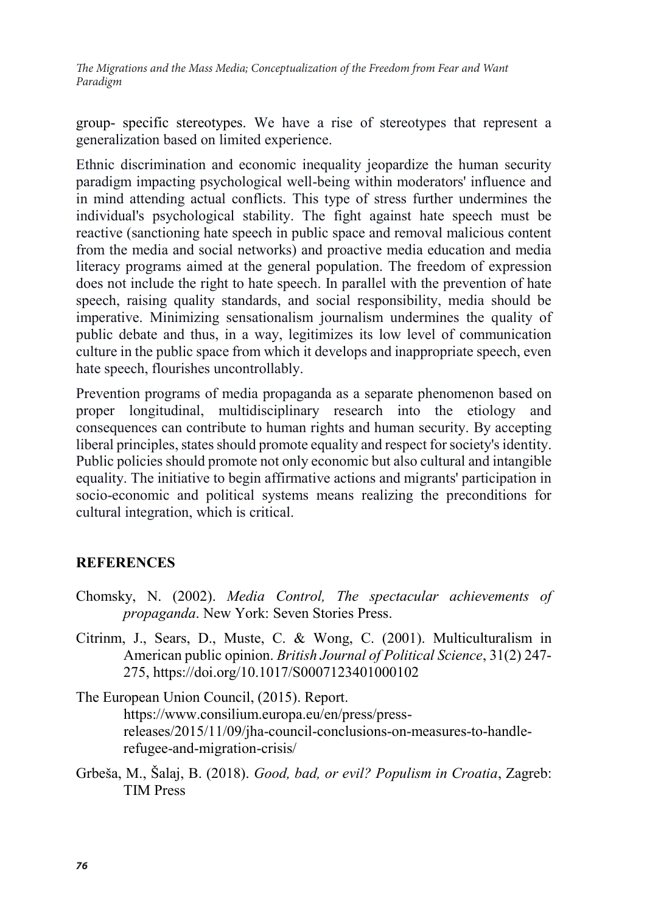group- specific stereotypes. We have a rise of stereotypes that represent a generalization based on limited experience.

Ethnic discrimination and economic inequality jeopardize the human security paradigm impacting psychological well-being within moderators' influence and in mind attending actual conflicts. This type of stress further undermines the individual's psychological stability. The fight against hate speech must be reactive (sanctioning hate speech in public space and removal malicious content from the media and social networks) and proactive media education and media literacy programs aimed at the general population. The freedom of expression does not include the right to hate speech. In parallel with the prevention of hate speech, raising quality standards, and social responsibility, media should be imperative. Minimizing sensationalism journalism undermines the quality of public debate and thus, in a way, legitimizes its low level of communication culture in the public space from which it develops and inappropriate speech, even hate speech, flourishes uncontrollably.

Prevention programs of media propaganda as a separate phenomenon based on proper longitudinal, multidisciplinary research into the etiology and consequences can contribute to human rights and human security. By accepting liberal principles, states should promote equality and respect for society's identity. Public policies should promote not only economic but also cultural and intangible equality. The initiative to begin affirmative actions and migrants' participation in socio-economic and political systems means realizing the preconditions for cultural integration, which is critical.

## REFERENCES

Chomsky, N. (2002). *Media Control, The spectacular achievements of propaganda*. New York: Seven Stories Press.

Citrinm, J., Sears, D., Muste, C. & Wong, C. (2001). Multiculturalism in American public opinion. *British Journal of Political Science*, 31(2) 247-275, https://doi.org/10.1017/S0007123401000102

The European Union Council, (2015). Report. https://www.consilium.europa.eu/en/press/press-releases/2015/11/09/jha-council-conclusions-on-measures-to-handle-refugee-and-migration-crisis/

Grbeša, M., Šalaj, B. (2018). *Good, bad, or evil? Populism in Croatia*, Zagreb: TIM Press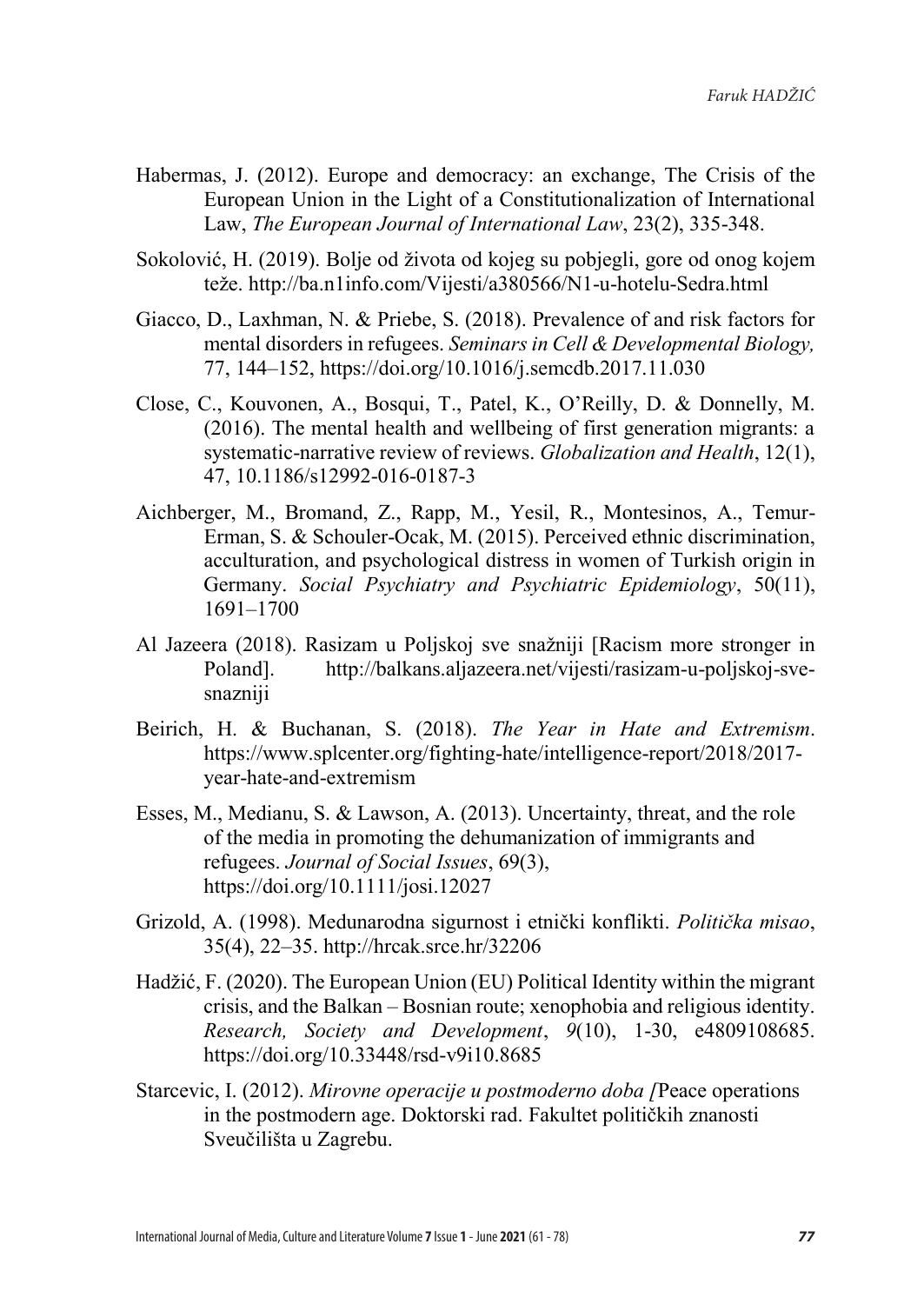Habermas, J. (2012). Europe and democracy: an exchange, The Crisis of the European Union in the Light of a Constitutionalization of International Law, *The European Journal of International Law*, 23(2), 335-348.

Soković, H. (2019). Bolje od života od kojeg su pobjegli, gore od onog kojem teže. http://ba.n1info.com/Vijesti/a380566/N1-u-hotelu-Sedra.html

Giacco, D., Laxhman, N. & Priebe, S. (2018). Prevalence of and risk factors for mental disorders in refugees. *Seminars in Cell & Developmental Biology,* 77, 144–152, https://doi.org/10.1016/j.semcdb.2017.11.030

Close, C., Kouvonen, A., Bosqui, T., Patel, K., O'Reilly, D. & Donnelly, M. (2016). The mental health and wellbeing of first generation migrants: a systematic-narrative review of reviews. *Globalization and Health*, 12(1), 47, 10.1186/s12992-016-0187-3

Aichberger, M., Bromand, Z., Rapp, M., Yesil, R., Montesinos, A., Temur-Erman, S. & Schouler-Ocak, M. (2015). Perceived ethnic discrimination, acculturation, and psychological distress in women of Turkish origin in Germany. *Social Psychiatry and Psychiatric Epidemiology*, 50(11), 1691–1700

Al Jazeera (2018). Rasizam u Poljskoj sve snažniji [Racism more stronger in Poland]. http://balkans.aljazeera.net/vijesti/rasizam-u-poljskoj-sve-snazniji

Beirich, H. & Buchanan, S. (2018). *The Year in Hate and Extremism*. https://www.splcenter.org/fighting-hate/intelligence-report/2018/2017-year-hate-and-extremism

Esses, M., Medianu, S. & Lawson, A. (2013). Uncertainty, threat, and the role of the media in promoting the dehumanization of immigrants and refugees. *Journal of Social Issues*, 69(3), https://doi.org/10.1111/josi.12027

Grizold, A. (1998). Medunarodna sigurnost i etnički konflikti. *Politička misao*, 35(4), 22–35. http://hrcak.srce.hr/32206

Hadžić, F. (2020). The European Union (EU) Political Identity within the migrant crisis, and the Balkan – Bosnian route; xenophobia and religious identity. *Research, Society and Development*, *9*(10), 1-30, e4809108685. https://doi.org/10.33448/rsd-v9i10.8685

Starcevic, I. (2012). *Mirovne operacije u postmoderno doba [*Peace operations in the postmodern age. Doktorski rad. Fakultet političkih znanosti Sveučilišta u Zagrebu.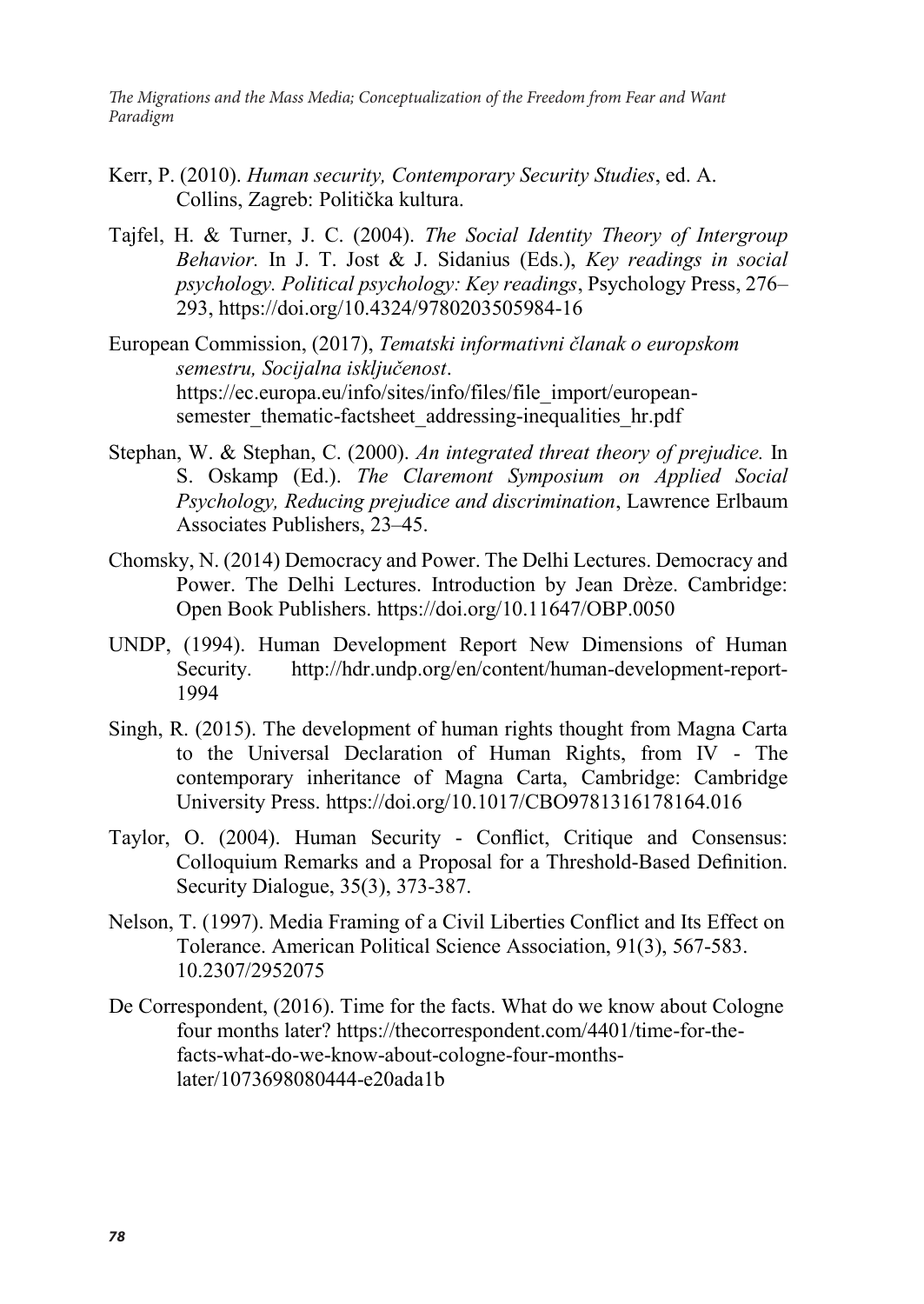Kerr, P. (2010). *Human security, Contemporary Security Studies*, ed. A. Collins, Zagreb: Politička kultura.

Tajfel, H. & Turner, J. C. (2004). *The Social Identity Theory of Intergroup Behavior.* In J. T. Jost & J. Sidanius (Eds.), *Key readings in social psychology. Political psychology: Key readings*, Psychology Press, 276–293, https://doi.org/10.4324/9780203505984-16

European Commission, (2017), *Tematski informativni članak o europskom semestru, Socijalna isključenost*. https://ec.europa.eu/info/sites/info/files/file_import/european-semester_thematic-factsheet_addressing-inequalities_hr.pdf

Stephan, W. & Stephan, C. (2000). *An integrated threat theory of prejudice.* In S. Oskamp (Ed.). *The Claremont Symposium on Applied Social Psychology, Reducing prejudice and discrimination*, Lawrence Erlbaum Associates Publishers, 23–45.

Chomsky, N. (2014) Democracy and Power. The Delhi Lectures. Democracy and Power. The Delhi Lectures. Introduction by Jean Drèze. Cambridge: Open Book Publishers. https://doi.org/10.11647/OBP.0050

UNDP, (1994). Human Development Report New Dimensions of Human Security. http://hdr.undp.org/en/content/human-development-report-1994

Singh, R. (2015). The development of human rights thought from Magna Carta to the Universal Declaration of Human Rights, from IV - The contemporary inheritance of Magna Carta, Cambridge: Cambridge University Press. https://doi.org/10.1017/CBO9781316178164.016

Taylor, O. (2004). Human Security - Conflict, Critique and Consensus: Colloquium Remarks and a Proposal for a Threshold-Based Definition. Security Dialogue, 35(3), 373-387.

Nelson, T. (1997). Media Framing of a Civil Liberties Conflict and Its Effect on Tolerance. American Political Science Association, 91(3), 567-583. 10.2307/2952075

De Correspondent, (2016). Time for the facts. What do we know about Cologne four months later? https://thecorrespondent.com/4401/time-for-the-facts-what-do-we-know-about-cologne-four-months-later/1073698080444-e20ada1b